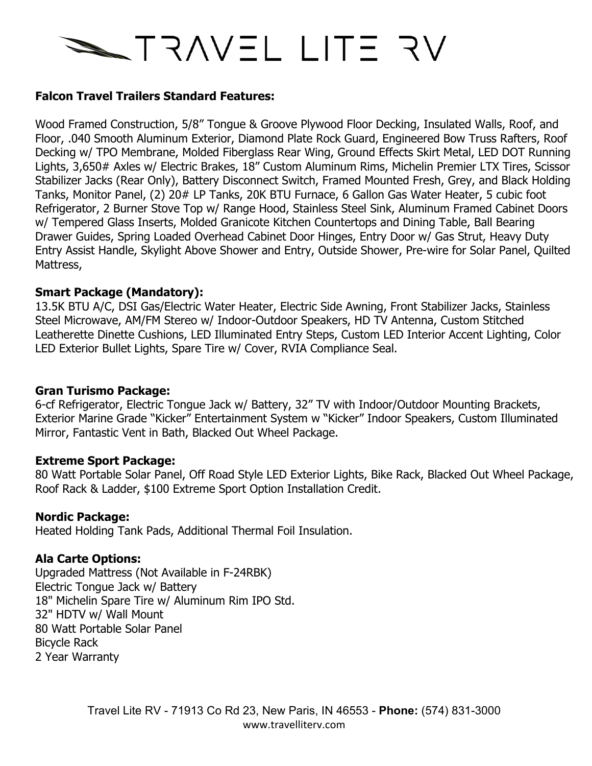# TRAVEL LITE RV

**Falcon Travel Trailers Standard Features:**

Wood Framed Construction, 5/8" Tongue & Groove Plywood Floor Decking, Insulated Walls, Roof, and Floor, .040 Smooth Aluminum Exterior, Diamond Plate Rock Guard, Engineered Bow Truss Rafters, Roof Decking w/ TPO Membrane, Molded Fiberglass Rear Wing, Ground Effects Skirt Metal, LED DOT Running Lights, 3,650# Axles w/ Electric Brakes, 18" Custom Aluminum Rims, Michelin Premier LTX Tires, Scissor Stabilizer Jacks (Rear Only), Battery Disconnect Switch, Framed Mounted Fresh, Grey, and Black Holding Tanks, Monitor Panel, (2) 20# LP Tanks, 20K BTU Furnace, 6 Gallon Gas Water Heater, 5 cubic foot Refrigerator, 2 Burner Stove Top w/ Range Hood, Stainless Steel Sink, Aluminum Framed Cabinet Doors w/ Tempered Glass Inserts, Molded Granicote Kitchen Countertops and Dining Table, Ball Bearing Drawer Guides, Spring Loaded Overhead Cabinet Door Hinges, Entry Door w/ Gas Strut, Heavy Duty Entry Assist Handle, Skylight Above Shower and Entry, Outside Shower, Pre-wire for Solar Panel, Quilted Mattress,

**Smart Package (Mandatory):**
13.5K BTU A/C, DSI Gas/Electric Water Heater, Electric Side Awning, Front Stabilizer Jacks, Stainless Steel Microwave, AM/FM Stereo w/ Indoor-Outdoor Speakers, HD TV Antenna, Custom Stitched Leatherette Dinette Cushions, LED Illuminated Entry Steps, Custom LED Interior Accent Lighting, Color LED Exterior Bullet Lights, Spare Tire w/ Cover, RVIA Compliance Seal.

**Gran Turismo Package:**
6-cf Refrigerator, Electric Tongue Jack w/ Battery, 32" TV with Indoor/Outdoor Mounting Brackets, Exterior Marine Grade "Kicker" Entertainment System w "Kicker" Indoor Speakers, Custom Illuminated Mirror, Fantastic Vent in Bath, Blacked Out Wheel Package.

**Extreme Sport Package:**
80 Watt Portable Solar Panel, Off Road Style LED Exterior Lights, Bike Rack, Blacked Out Wheel Package, Roof Rack & Ladder, $100 Extreme Sport Option Installation Credit.

**Nordic Package:**
Heated Holding Tank Pads, Additional Thermal Foil Insulation.

**Ala Carte Options:**
Upgraded Mattress (Not Available in F-24RBK)
Electric Tongue Jack w/ Battery
18" Michelin Spare Tire w/ Aluminum Rim IPO Std.
32" HDTV w/ Wall Mount
80 Watt Portable Solar Panel
Bicycle Rack
2 Year Warranty

Travel Lite RV - 71913 Co Rd 23, New Paris, IN 46553 - **Phone:** (574) 831-3000
www.travelliterv.com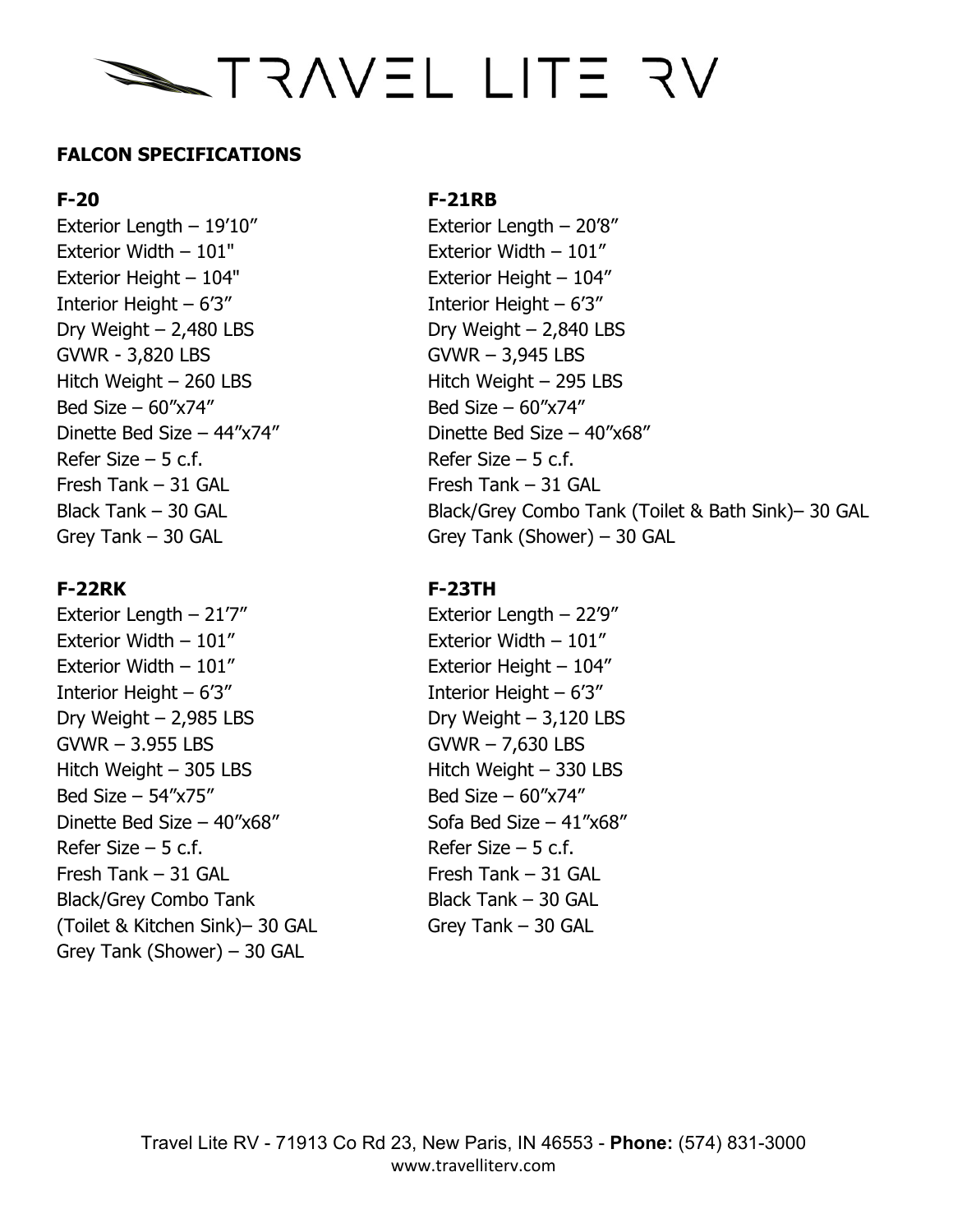# TRAVEL LITE RV

## FALCON SPECIFICATIONS

### F-20

Exterior Length – 19'10"
Exterior Width – 101"
Exterior Height – 104"
Interior Height – 6'3"
Dry Weight – 2,480 LBS
GVWR - 3,820 LBS
Hitch Weight – 260 LBS
Bed Size – 60"x74"
Dinette Bed Size – 44"x74"
Refer Size – 5 c.f.
Fresh Tank – 31 GAL
Black Tank – 30 GAL
Grey Tank – 30 GAL

### F-21RB

Exterior Length – 20'8"
Exterior Width – 101"
Exterior Height – 104"
Interior Height – 6'3"
Dry Weight – 2,840 LBS
GVWR – 3,945 LBS
Hitch Weight – 295 LBS
Bed Size – 60"x74"
Dinette Bed Size – 40"x68"
Refer Size – 5 c.f.
Fresh Tank – 31 GAL
Black/Grey Combo Tank (Toilet & Bath Sink)– 30 GAL
Grey Tank (Shower) – 30 GAL

### F-22RK

Exterior Length – 21'7"
Exterior Width – 101"
Exterior Width – 101"
Interior Height – 6'3"
Dry Weight – 2,985 LBS
GVWR – 3.955 LBS
Hitch Weight – 305 LBS
Bed Size – 54"x75"
Dinette Bed Size – 40"x68"
Refer Size – 5 c.f.
Fresh Tank – 31 GAL
Black/Grey Combo Tank
(Toilet & Kitchen Sink)– 30 GAL
Grey Tank (Shower) – 30 GAL

### F-23TH

Exterior Length – 22'9"
Exterior Width – 101"
Exterior Height – 104"
Interior Height – 6'3"
Dry Weight – 3,120 LBS
GVWR – 7,630 LBS
Hitch Weight – 330 LBS
Bed Size – 60"x74"
Sofa Bed Size – 41"x68"
Refer Size – 5 c.f.
Fresh Tank – 31 GAL
Black Tank – 30 GAL
Grey Tank – 30 GAL

Travel Lite RV - 71913 Co Rd 23, New Paris, IN 46553 - **Phone:** (574) 831-3000
www.travelliterv.com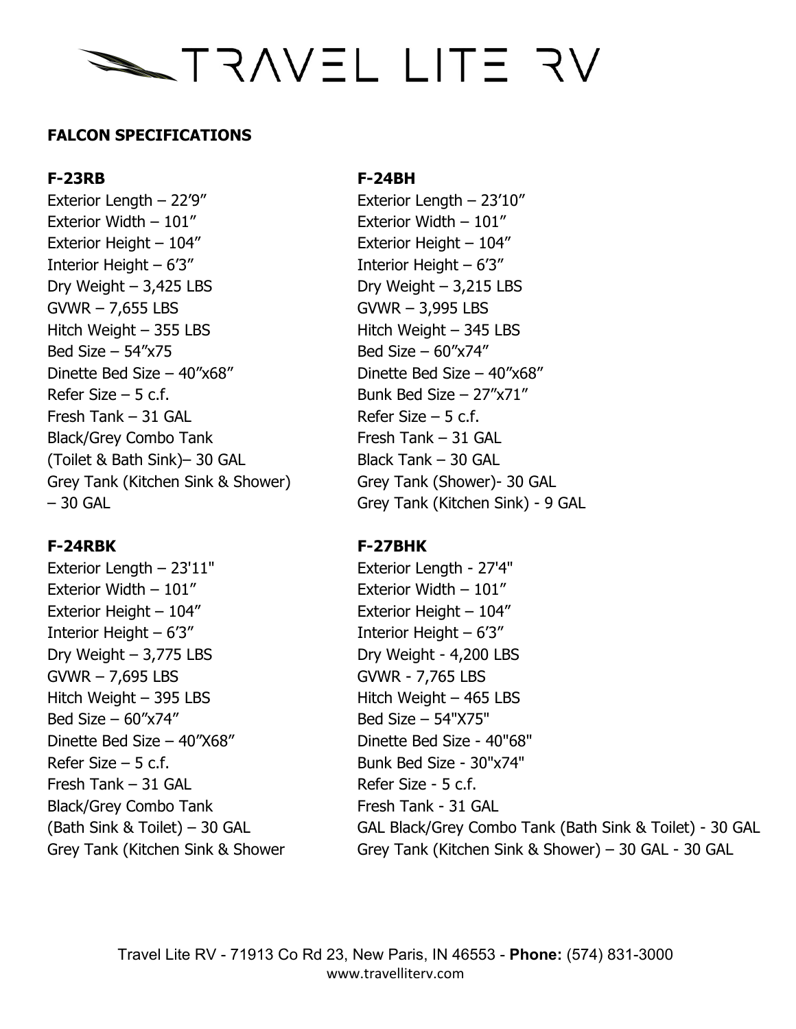# TRAVEL LITE RV

## FALCON SPECIFICATIONS

### F-23RB

Exterior Length – 22’9”
Exterior Width – 101”
Exterior Height – 104”
Interior Height – 6’3”
Dry Weight – 3,425 LBS
GVWR – 7,655 LBS
Hitch Weight – 355 LBS
Bed Size – 54”x75
Dinette Bed Size – 40”x68”
Refer Size – 5 c.f.
Fresh Tank – 31 GAL
Black/Grey Combo Tank
(Toilet & Bath Sink)– 30 GAL
Grey Tank (Kitchen Sink & Shower)
– 30 GAL

### F-24BH

Exterior Length – 23’10”
Exterior Width – 101”
Exterior Height – 104”
Interior Height – 6’3”
Dry Weight – 3,215 LBS
GVWR – 3,995 LBS
Hitch Weight – 345 LBS
Bed Size – 60”x74”
Dinette Bed Size – 40”x68”
Bunk Bed Size – 27”x71”
Refer Size – 5 c.f.
Fresh Tank – 31 GAL
Black Tank – 30 GAL
Grey Tank (Shower)- 30 GAL
Grey Tank (Kitchen Sink) - 9 GAL

### F-24RBK

Exterior Length – 23'11"
Exterior Width – 101”
Exterior Height – 104”
Interior Height – 6’3”
Dry Weight – 3,775 LBS
GVWR – 7,695 LBS
Hitch Weight – 395 LBS
Bed Size – 60”x74”
Dinette Bed Size – 40”X68”
Refer Size – 5 c.f.
Fresh Tank – 31 GAL
Black/Grey Combo Tank
(Bath Sink & Toilet) – 30 GAL
Grey Tank (Kitchen Sink & Shower

### F-27BHK

Exterior Length - 27'4"
Exterior Width – 101”
Exterior Height – 104”
Interior Height – 6’3”
Dry Weight - 4,200 LBS
GVWR - 7,765 LBS
Hitch Weight – 465 LBS
Bed Size – 54"X75"
Dinette Bed Size - 40"68"
Bunk Bed Size - 30"x74"
Refer Size - 5 c.f.
Fresh Tank - 31 GAL
GAL Black/Grey Combo Tank (Bath Sink & Toilet) - 30 GAL
Grey Tank (Kitchen Sink & Shower) – 30 GAL - 30 GAL

Travel Lite RV - 71913 Co Rd 23, New Paris, IN 46553 - **Phone:** (574) 831-3000
www.travelliterv.com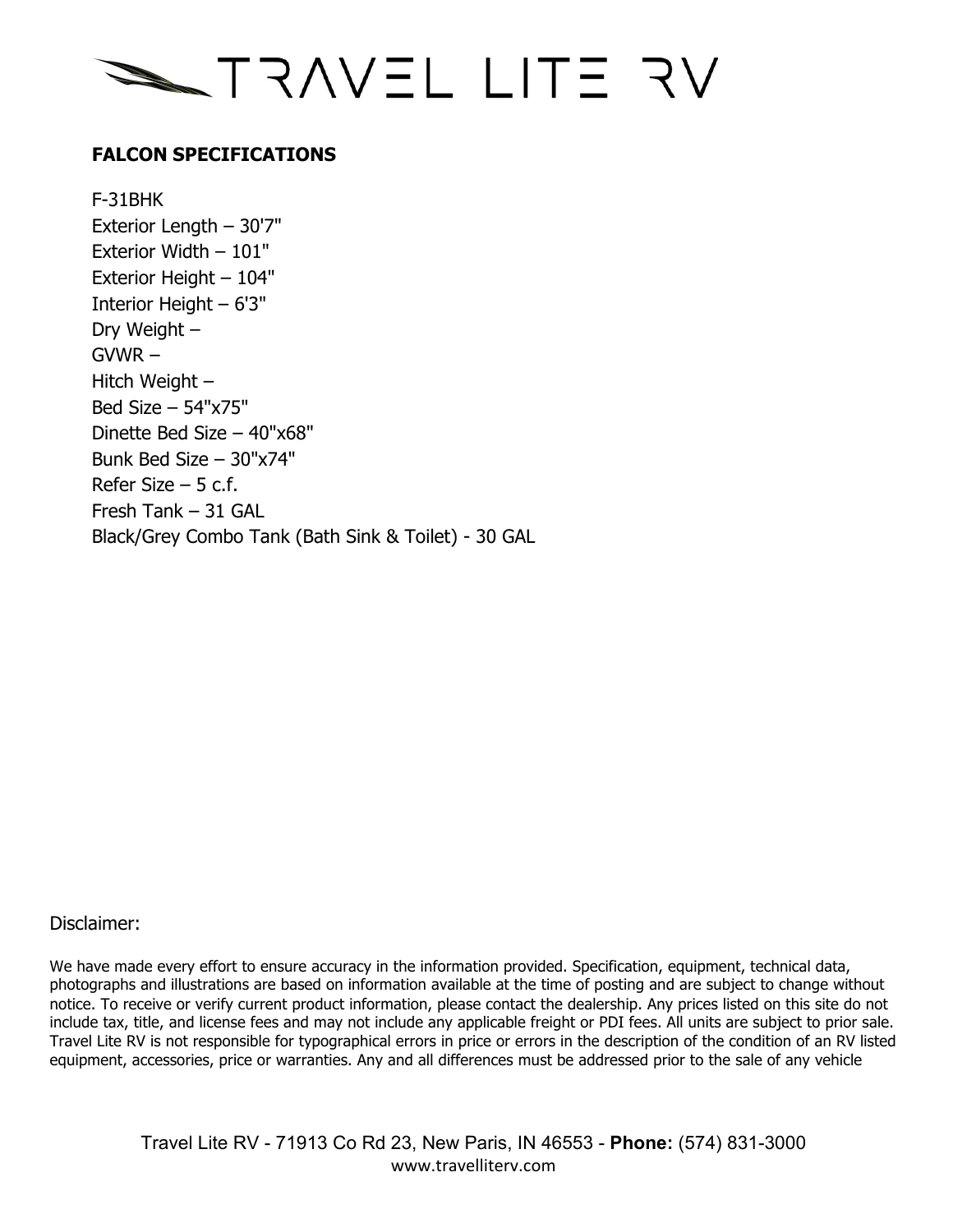# TRAVEL LITE RV

**FALCON SPECIFICATIONS**

F-31BHK
Exterior Length – 30'7"
Exterior Width – 101"
Exterior Height – 104"
Interior Height – 6'3"
Dry Weight –
GVWR –
Hitch Weight –
Bed Size – 54"x75"
Dinette Bed Size – 40"x68"
Bunk Bed Size – 30"x74"
Refer Size – 5 c.f.
Fresh Tank – 31 GAL
Black/Grey Combo Tank (Bath Sink & Toilet) - 30 GAL

Disclaimer:

We have made every effort to ensure accuracy in the information provided. Specification, equipment, technical data, photographs and illustrations are based on information available at the time of posting and are subject to change without notice. To receive or verify current product information, please contact the dealership. Any prices listed on this site do not include tax, title, and license fees and may not include any applicable freight or PDI fees. All units are subject to prior sale. Travel Lite RV is not responsible for typographical errors in price or errors in the description of the condition of an RV listed equipment, accessories, price or warranties. Any and all differences must be addressed prior to the sale of any vehicle

Travel Lite RV - 71913 Co Rd 23, New Paris, IN 46553 - **Phone:** (574) 831-3000
www.travelliterv.com